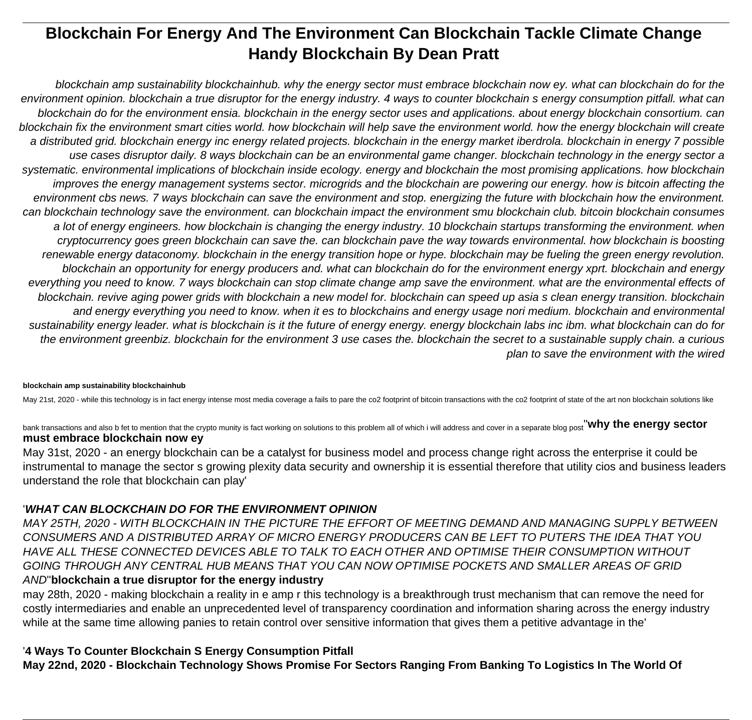# Blockchain For Energy And The Environment Can Blockchain Tackle Climate Change Handy Blockchain By Dean Pratt

*blockchain amp sustainability blockchainhub. why the energy sector must embrace blockchain now ey. what can blockchain do for the environment opinion. blockchain a true disruptor for the energy industry. 4 ways to counter blockchain s energy consumption pitfall. what can blockchain do for the environment ensia. blockchain in the energy sector uses and applications. about energy blockchain consortium. can blockchain fix the environment smart cities world. how blockchain will help save the environment world. how the energy blockchain will create a distributed grid. blockchain energy inc energy related projects. blockchain in the energy market iberdrola. blockchain in energy 7 possible use cases disruptor daily. 8 ways blockchain can be an environmental game changer. blockchain technology in the energy sector a systematic. environmental implications of blockchain inside ecology. energy and blockchain the most promising applications. how blockchain improves the energy management systems sector. microgrids and the blockchain are powering our energy. how is bitcoin affecting the environment cbs news. 7 ways blockchain can save the environment and stop. energizing the future with blockchain how the environment. can blockchain technology save the environment. can blockchain impact the environment smu blockchain club. bitcoin blockchain consumes a lot of energy engineers. how blockchain is changing the energy industry. 10 blockchain startups transforming the environment. when cryptocurrency goes green blockchain can save the. can blockchain pave the way towards environmental. how blockchain is boosting renewable energy dataconomy. blockchain in the energy transition hope or hype. blockchain may be fueling the green energy revolution. blockchain an opportunity for energy producers and. what can blockchain do for the environment energy xprt. blockchain and energy everything you need to know. 7 ways blockchain can stop climate change amp save the environment. what are the environmental effects of blockchain. revive aging power grids with blockchain a new model for. blockchain can speed up asia s clean energy transition. blockchain and energy everything you need to know. when it es to blockchains and energy usage nori medium. blockchain and environmental sustainability energy leader. what is blockchain is it the future of energy energy. energy blockchain labs inc ibm. what blockchain can do for the environment greenbiz. blockchain for the environment 3 use cases the. blockchain the secret to a sustainable supply chain. a curious plan to save the environment with the wired*

**blockchain amp sustainability blockchainhub**

May 21st, 2020 - while this technology is in fact energy intense most media coverage a fails to pare the co2 footprint of bitcoin transactions with the co2 footprint of state of the art non blockchain solutions like bank transactions and also b fet to mention that the crypto munity is fact working on solutions to this problem all of which i will address and cover in a separate blog post''**why the energy sector must embrace blockchain now ey**

May 31st, 2020 - an energy blockchain can be a catalyst for business model and process change right across the enterprise it could be instrumental to manage the sector s growing plexity data security and ownership it is essential therefore that utility cios and business leaders understand the role that blockchain can play'

'***WHAT CAN BLOCKCHAIN DO FOR THE ENVIRONMENT OPINION***

*MAY 25TH, 2020 - WITH BLOCKCHAIN IN THE PICTURE THE EFFORT OF MEETING DEMAND AND MANAGING SUPPLY BETWEEN CONSUMERS AND A DISTRIBUTED ARRAY OF MICRO ENERGY PRODUCERS CAN BE LEFT TO PUTERS THE IDEA THAT YOU HAVE ALL THESE CONNECTED DEVICES ABLE TO TALK TO EACH OTHER AND OPTIMISE THEIR CONSUMPTION WITHOUT GOING THROUGH ANY CENTRAL HUB MEANS THAT YOU CAN NOW OPTIMISE POCKETS AND SMALLER AREAS OF GRID AND*''**blockchain a true disruptor for the energy industry**

may 28th, 2020 - making blockchain a reality in e amp r this technology is a breakthrough trust mechanism that can remove the need for costly intermediaries and enable an unprecedented level of transparency coordination and information sharing across the energy industry while at the same time allowing panies to retain control over sensitive information that gives them a petitive advantage in the'

'**4 Ways To Counter Blockchain S Energy Consumption Pitfall**

**May 22nd, 2020 - Blockchain Technology Shows Promise For Sectors Ranging From Banking To Logistics In The World Of**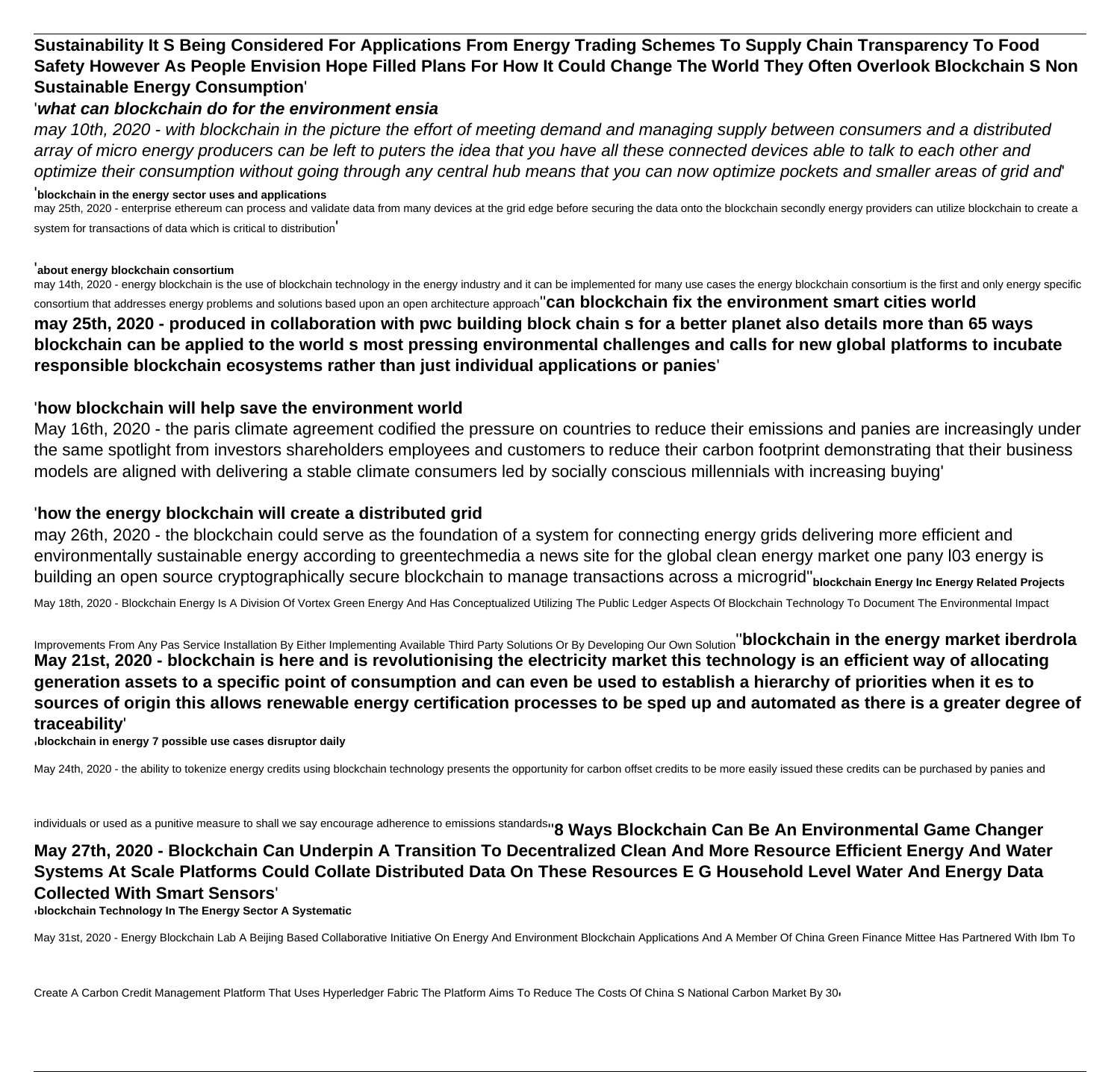**Sustainability It S Being Considered For Applications From Energy Trading Schemes To Supply Chain Transparency To Food Safety However As People Envision Hope Filled Plans For How It Could Change The World They Often Overlook Blockchain S Non Sustainable Energy Consumption**'

'***what can blockchain do for the environment ensia***

*may 10th, 2020 - with blockchain in the picture the effort of meeting demand and managing supply between consumers and a distributed array of micro energy producers can be left to puters the idea that you have all these connected devices able to talk to each other and optimize their consumption without going through any central hub means that you can now optimize pockets and smaller areas of grid and*'

'**blockchain in the energy sector uses and applications**

may 25th, 2020 - enterprise ethereum can process and validate data from many devices at the grid edge before securing the data onto the blockchain secondly energy providers can utilize blockchain to create a system for transactions of data which is critical to distribution'

'**about energy blockchain consortium**

may 14th, 2020 - energy blockchain is the use of blockchain technology in the energy industry and it can be implemented for many use cases the energy blockchain consortium is the first and only energy specific consortium that addresses energy problems and solutions based upon an open architecture approach''**can blockchain fix the environment smart cities world**

**may 25th, 2020 - produced in collaboration with pwc building block chain s for a better planet also details more than 65 ways blockchain can be applied to the world s most pressing environmental challenges and calls for new global platforms to incubate responsible blockchain ecosystems rather than just individual applications or panies**'

'**how blockchain will help save the environment world**

May 16th, 2020 - the paris climate agreement codified the pressure on countries to reduce their emissions and panies are increasingly under the same spotlight from investors shareholders employees and customers to reduce their carbon footprint demonstrating that their business models are aligned with delivering a stable climate consumers led by socially conscious millennials with increasing buying'

'**how the energy blockchain will create a distributed grid**

may 26th, 2020 - the blockchain could serve as the foundation of a system for connecting energy grids delivering more efficient and environmentally sustainable energy according to greentechmedia a news site for the global clean energy market one pany l03 energy is building an open source cryptographically secure blockchain to manage transactions across a microgrid''**blockchain Energy Inc Energy Related Projects**

May 18th, 2020 - Blockchain Energy Is A Division Of Vortex Green Energy And Has Conceptualized Utilizing The Public Ledger Aspects Of Blockchain Technology To Document The Environmental Impact Improvements From Any Pas Service Installation By Either Implementing Available Third Party Solutions Or By Developing Our Own Solution''**blockchain in the energy market iberdrola**

**May 21st, 2020 - blockchain is here and is revolutionising the electricity market this technology is an efficient way of allocating generation assets to a specific point of consumption and can even be used to establish a hierarchy of priorities when it es to sources of origin this allows renewable energy certification processes to be sped up and automated as there is a greater degree of traceability**'

'**blockchain in energy 7 possible use cases disruptor daily**

May 24th, 2020 - the ability to tokenize energy credits using blockchain technology presents the opportunity for carbon offset credits to be more easily issued these credits can be purchased by panies and individuals or used as a punitive measure to shall we say encourage adherence to emissions standards''**8 Ways Blockchain Can Be An Environmental Game Changer**

**May 27th, 2020 - Blockchain Can Underpin A Transition To Decentralized Clean And More Resource Efficient Energy And Water Systems At Scale Platforms Could Collate Distributed Data On These Resources E G Household Level Water And Energy Data Collected With Smart Sensors**'

'**blockchain Technology In The Energy Sector A Systematic**

May 31st, 2020 - Energy Blockchain Lab A Beijing Based Collaborative Initiative On Energy And Environment Blockchain Applications And A Member Of China Green Finance Mittee Has Partnered With Ibm To Create A Carbon Credit Management Platform That Uses Hyperledger Fabric The Platform Aims To Reduce The Costs Of China S National Carbon Market By 30'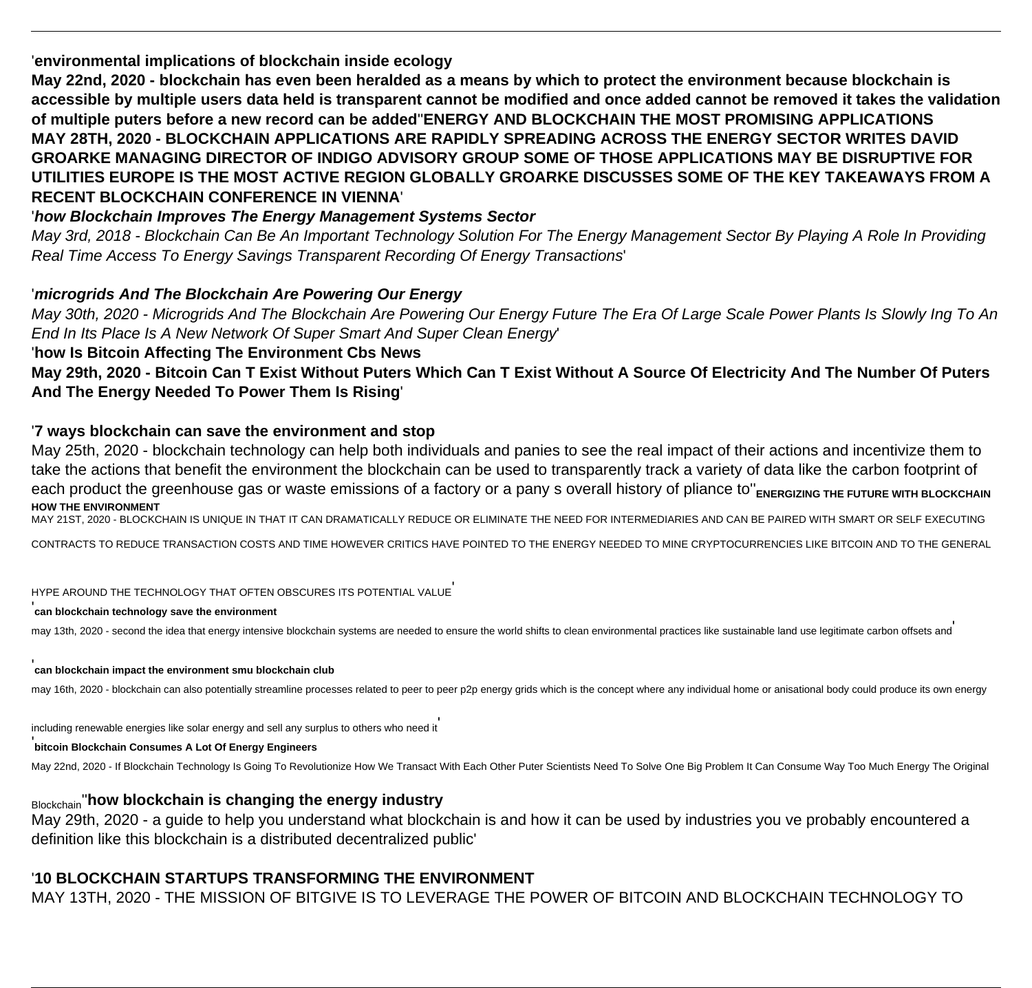'**environmental implications of blockchain inside ecology**

**May 22nd, 2020 - blockchain has even been heralded as a means by which to protect the environment because blockchain is accessible by multiple users data held is transparent cannot be modified and once added cannot be removed it takes the validation of multiple puters before a new record can be added**''**ENERGY AND BLOCKCHAIN THE MOST PROMISING APPLICATIONS**

**MAY 28TH, 2020 - BLOCKCHAIN APPLICATIONS ARE RAPIDLY SPREADING ACROSS THE ENERGY SECTOR WRITES DAVID GROARKE MANAGING DIRECTOR OF INDIGO ADVISORY GROUP SOME OF THOSE APPLICATIONS MAY BE DISRUPTIVE FOR UTILITIES EUROPE IS THE MOST ACTIVE REGION GLOBALLY GROARKE DISCUSSES SOME OF THE KEY TAKEAWAYS FROM A RECENT BLOCKCHAIN CONFERENCE IN VIENNA**'

'***how Blockchain Improves The Energy Management Systems Sector***

*May 3rd, 2018 - Blockchain Can Be An Important Technology Solution For The Energy Management Sector By Playing A Role In Providing Real Time Access To Energy Savings Transparent Recording Of Energy Transactions*'

'***microgrids And The Blockchain Are Powering Our Energy***

*May 30th, 2020 - Microgrids And The Blockchain Are Powering Our Energy Future The Era Of Large Scale Power Plants Is Slowly Ing To An End In Its Place Is A New Network Of Super Smart And Super Clean Energy*'

'**how Is Bitcoin Affecting The Environment Cbs News**

**May 29th, 2020 - Bitcoin Can T Exist Without Puters Which Can T Exist Without A Source Of Electricity And The Number Of Puters And The Energy Needed To Power Them Is Rising**'

'**7 ways blockchain can save the environment and stop**

May 25th, 2020 - blockchain technology can help both individuals and panies to see the real impact of their actions and incentivize them to take the actions that benefit the environment the blockchain can be used to transparently track a variety of data like the carbon footprint of each product the greenhouse gas or waste emissions of a factory or a pany s overall history of pliance to''**ENERGIZING THE FUTURE WITH BLOCKCHAIN HOW THE ENVIRONMENT**

MAY 21ST, 2020 - BLOCKCHAIN IS UNIQUE IN THAT IT CAN DRAMATICALLY REDUCE OR ELIMINATE THE NEED FOR INTERMEDIARIES AND CAN BE PAIRED WITH SMART OR SELF EXECUTING CONTRACTS TO REDUCE TRANSACTION COSTS AND TIME HOWEVER CRITICS HAVE POINTED TO THE ENERGY NEEDED TO MINE CRYPTOCURRENCIES LIKE BITCOIN AND TO THE GENERAL HYPE AROUND THE TECHNOLOGY THAT OFTEN OBSCURES ITS POTENTIAL VALUE'

'**can blockchain technology save the environment**

may 13th, 2020 - second the idea that energy intensive blockchain systems are needed to ensure the world shifts to clean environmental practices like sustainable land use legitimate carbon offsets and'

'**can blockchain impact the environment smu blockchain club**

may 16th, 2020 - blockchain can also potentially streamline processes related to peer to peer p2p energy grids which is the concept where any individual home or anisational body could produce its own energy including renewable energies like solar energy and sell any surplus to others who need it'

'**bitcoin Blockchain Consumes A Lot Of Energy Engineers**

May 22nd, 2020 - If Blockchain Technology Is Going To Revolutionize How We Transact With Each Other Puter Scientists Need To Solve One Big Problem It Can Consume Way Too Much Energy The Original Blockchain''**how blockchain is changing the energy industry**

May 29th, 2020 - a guide to help you understand what blockchain is and how it can be used by industries you ve probably encountered a definition like this blockchain is a distributed decentralized public'

'**10 BLOCKCHAIN STARTUPS TRANSFORMING THE ENVIRONMENT**

MAY 13TH, 2020 - THE MISSION OF BITGIVE IS TO LEVERAGE THE POWER OF BITCOIN AND BLOCKCHAIN TECHNOLOGY TO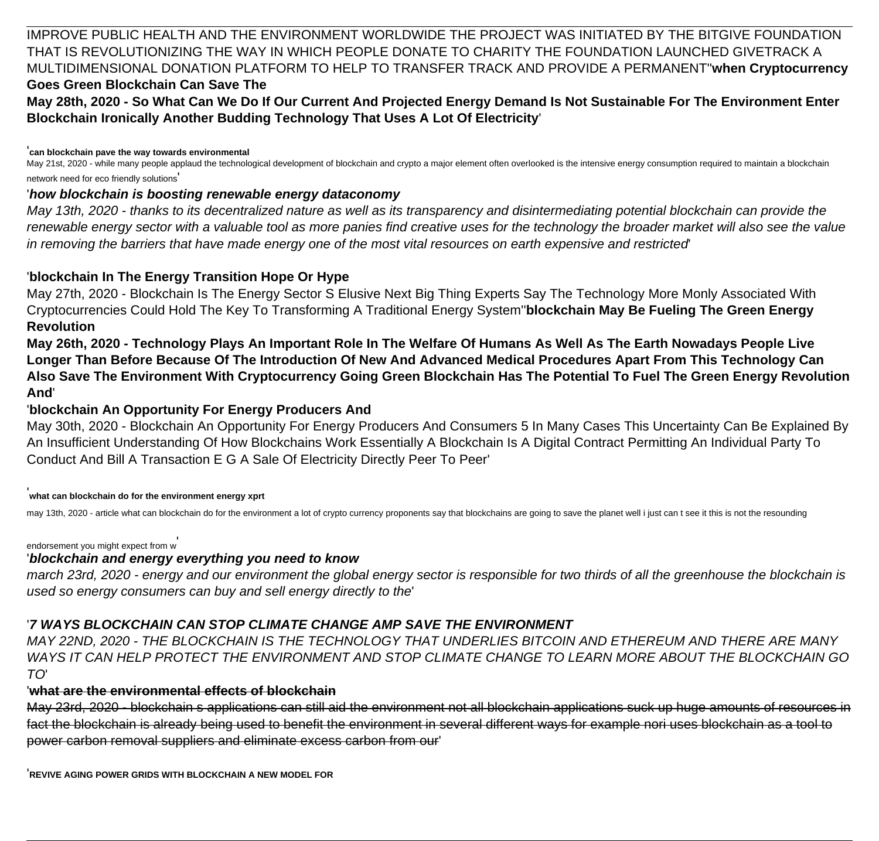IMPROVE PUBLIC HEALTH AND THE ENVIRONMENT WORLDWIDE THE PROJECT WAS INITIATED BY THE BITGIVE FOUNDATION THAT IS REVOLUTIONIZING THE WAY IN WHICH PEOPLE DONATE TO CHARITY THE FOUNDATION LAUNCHED GIVETRACK A MULTIDIMENSIONAL DONATION PLATFORM TO HELP TO TRANSFER TRACK AND PROVIDE A PERMANENT''**when Cryptocurrency Goes Green Blockchain Can Save The**

**May 28th, 2020 - So What Can We Do If Our Current And Projected Energy Demand Is Not Sustainable For The Environment Enter Blockchain Ironically Another Budding Technology That Uses A Lot Of Electricity**'

'**can blockchain pave the way towards environmental**

May 21st, 2020 - while many people applaud the technological development of blockchain and crypto a major element often overlooked is the intensive energy consumption required to maintain a blockchain network need for eco friendly solutions'

'***how blockchain is boosting renewable energy dataconomy***

*May 13th, 2020 - thanks to its decentralized nature as well as its transparency and disintermediating potential blockchain can provide the renewable energy sector with a valuable tool as more panies find creative uses for the technology the broader market will also see the value in removing the barriers that have made energy one of the most vital resources on earth expensive and restricted*'

'**blockchain In The Energy Transition Hope Or Hype**

May 27th, 2020 - Blockchain Is The Energy Sector S Elusive Next Big Thing Experts Say The Technology More Monly Associated With Cryptocurrencies Could Hold The Key To Transforming A Traditional Energy System''**blockchain May Be Fueling The Green Energy Revolution**

**May 26th, 2020 - Technology Plays An Important Role In The Welfare Of Humans As Well As The Earth Nowadays People Live Longer Than Before Because Of The Introduction Of New And Advanced Medical Procedures Apart From This Technology Can Also Save The Environment With Cryptocurrency Going Green Blockchain Has The Potential To Fuel The Green Energy Revolution And**'

'**blockchain An Opportunity For Energy Producers And**

May 30th, 2020 - Blockchain An Opportunity For Energy Producers And Consumers 5 In Many Cases This Uncertainty Can Be Explained By An Insufficient Understanding Of How Blockchains Work Essentially A Blockchain Is A Digital Contract Permitting An Individual Party To Conduct And Bill A Transaction E G A Sale Of Electricity Directly Peer To Peer'

'**what can blockchain do for the environment energy xprt**

may 13th, 2020 - article what can blockchain do for the environment a lot of crypto currency proponents say that blockchains are going to save the planet well i just can t see it this is not the resounding endorsement you might expect from w'

'***blockchain and energy everything you need to know***

*march 23rd, 2020 - energy and our environment the global energy sector is responsible for two thirds of all the greenhouse the blockchain is used so energy consumers can buy and sell energy directly to the*'

'***7 WAYS BLOCKCHAIN CAN STOP CLIMATE CHANGE AMP SAVE THE ENVIRONMENT***

*MAY 22ND, 2020 - THE BLOCKCHAIN IS THE TECHNOLOGY THAT UNDERLIES BITCOIN AND ETHEREUM AND THERE ARE MANY WAYS IT CAN HELP PROTECT THE ENVIRONMENT AND STOP CLIMATE CHANGE TO LEARN MORE ABOUT THE BLOCKCHAIN GO TO*'

'~~**what are the environmental effects of blockchain**~~

~~May 23rd, 2020 - blockchain s applications can still aid the environment not all blockchain applications suck up huge amounts of resources in fact the blockchain is already being used to benefit the environment in several different ways for example nori uses blockchain as a tool to power carbon removal suppliers and eliminate excess carbon from our~~'

'**REVIVE AGING POWER GRIDS WITH BLOCKCHAIN A NEW MODEL FOR**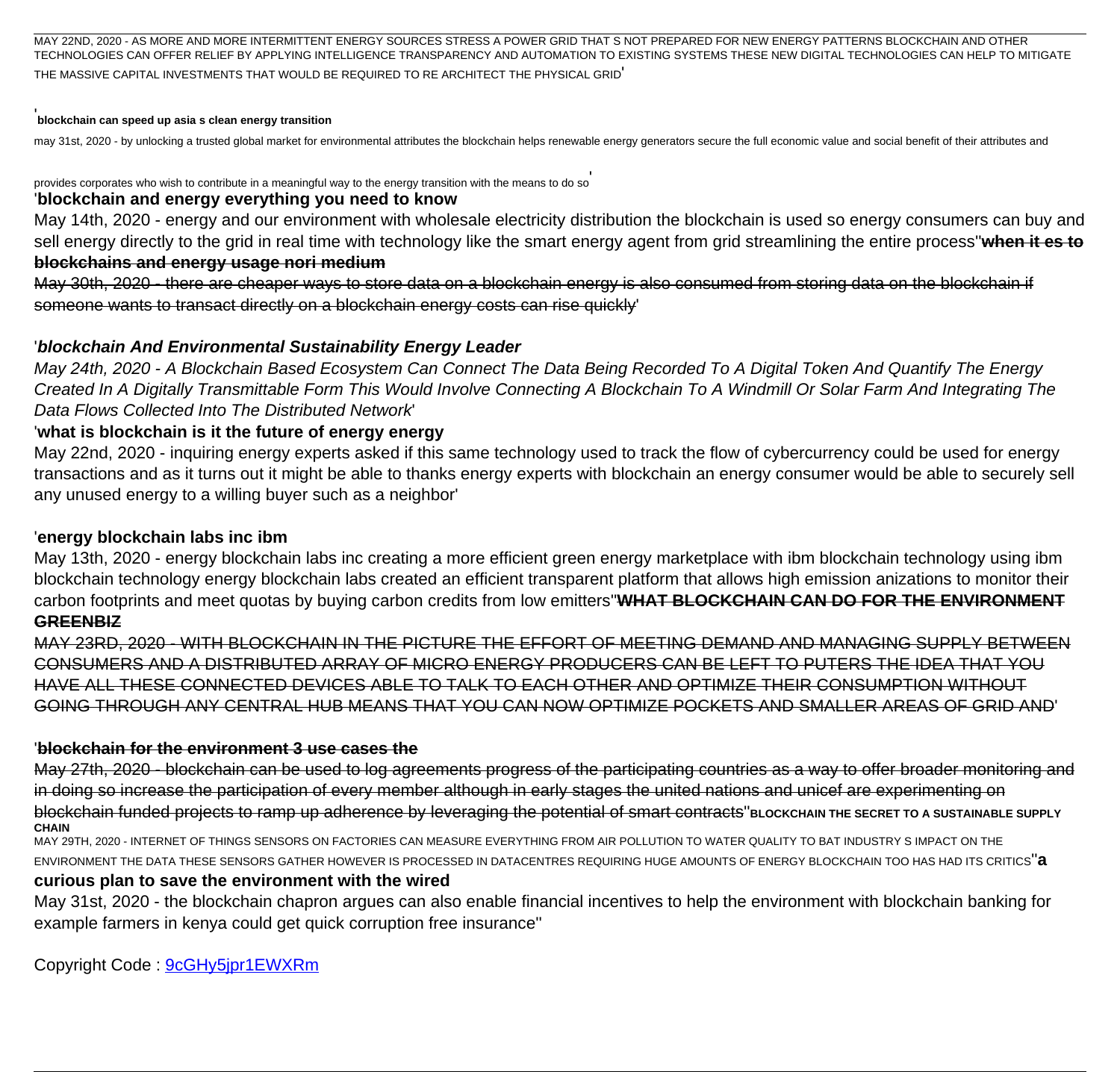MAY 22ND, 2020 - AS MORE AND MORE INTERMITTENT ENERGY SOURCES STRESS A POWER GRID THAT S NOT PREPARED FOR NEW ENERGY PATTERNS BLOCKCHAIN AND OTHER TECHNOLOGIES CAN OFFER RELIEF BY APPLYING INTELLIGENCE TRANSPARENCY AND AUTOMATION TO EXISTING SYSTEMS THESE NEW DIGITAL TECHNOLOGIES CAN HELP TO MITIGATE THE MASSIVE CAPITAL INVESTMENTS THAT WOULD BE REQUIRED TO RE ARCHITECT THE PHYSICAL GRID'

'**blockchain can speed up asia s clean energy transition**

may 31st, 2020 - by unlocking a trusted global market for environmental attributes the blockchain helps renewable energy generators secure the full economic value and social benefit of their attributes and provides corporates who wish to contribute in a meaningful way to the energy transition with the means to do so'

'**blockchain and energy everything you need to know**

May 14th, 2020 - energy and our environment with wholesale electricity distribution the blockchain is used so energy consumers can buy and sell energy directly to the grid in real time with technology like the smart energy agent from grid streamlining the entire process''**when it es to blockchains and energy usage nori medium**

May 30th, 2020 - there are cheaper ways to store data on a blockchain energy is also consumed from storing data on the blockchain if someone wants to transact directly on a blockchain energy costs can rise quickly'

'***blockchain And Environmental Sustainability Energy Leader***

*May 24th, 2020 - A Blockchain Based Ecosystem Can Connect The Data Being Recorded To A Digital Token And Quantify The Energy Created In A Digitally Transmittable Form This Would Involve Connecting A Blockchain To A Windmill Or Solar Farm And Integrating The Data Flows Collected Into The Distributed Network*'

'**what is blockchain is it the future of energy energy**

May 22nd, 2020 - inquiring energy experts asked if this same technology used to track the flow of cybercurrency could be used for energy transactions and as it turns out it might be able to thanks energy experts with blockchain an energy consumer would be able to securely sell any unused energy to a willing buyer such as a neighbor'

'**energy blockchain labs inc ibm**

May 13th, 2020 - energy blockchain labs inc creating a more efficient green energy marketplace with ibm blockchain technology using ibm blockchain technology energy blockchain labs created an efficient transparent platform that allows high emission anizations to monitor their carbon footprints and meet quotas by buying carbon credits from low emitters''**WHAT BLOCKCHAIN CAN DO FOR THE ENVIRONMENT GREENBIZ**

MAY 23RD, 2020 - WITH BLOCKCHAIN IN THE PICTURE THE EFFORT OF MEETING DEMAND AND MANAGING SUPPLY BETWEEN CONSUMERS AND A DISTRIBUTED ARRAY OF MICRO ENERGY PRODUCERS CAN BE LEFT TO PUTERS THE IDEA THAT YOU HAVE ALL THESE CONNECTED DEVICES ABLE TO TALK TO EACH OTHER AND OPTIMIZE THEIR CONSUMPTION WITHOUT GOING THROUGH ANY CENTRAL HUB MEANS THAT YOU CAN NOW OPTIMIZE POCKETS AND SMALLER AREAS OF GRID AND'

'**blockchain for the environment 3 use cases the**

May 27th, 2020 - blockchain can be used to log agreements progress of the participating countries as a way to offer broader monitoring and in doing so increase the participation of every member although in early stages the united nations and unicef are experimenting on blockchain funded projects to ramp up adherence by leveraging the potential of smart contracts''**BLOCKCHAIN THE SECRET TO A SUSTAINABLE SUPPLY CHAIN**

MAY 29TH, 2020 - INTERNET OF THINGS SENSORS ON FACTORIES CAN MEASURE EVERYTHING FROM AIR POLLUTION TO WATER QUALITY TO BAT INDUSTRY S IMPACT ON THE ENVIRONMENT THE DATA THESE SENSORS GATHER HOWEVER IS PROCESSED IN DATACENTRES REQUIRING HUGE AMOUNTS OF ENERGY BLOCKCHAIN TOO HAS HAD ITS CRITICS''**a curious plan to save the environment with the wired**

May 31st, 2020 - the blockchain chapron argues can also enable financial incentives to help the environment with blockchain banking for example farmers in kenya could get quick corruption free insurance''

Copyright Code : 9cGHy5jpr1EWXRm